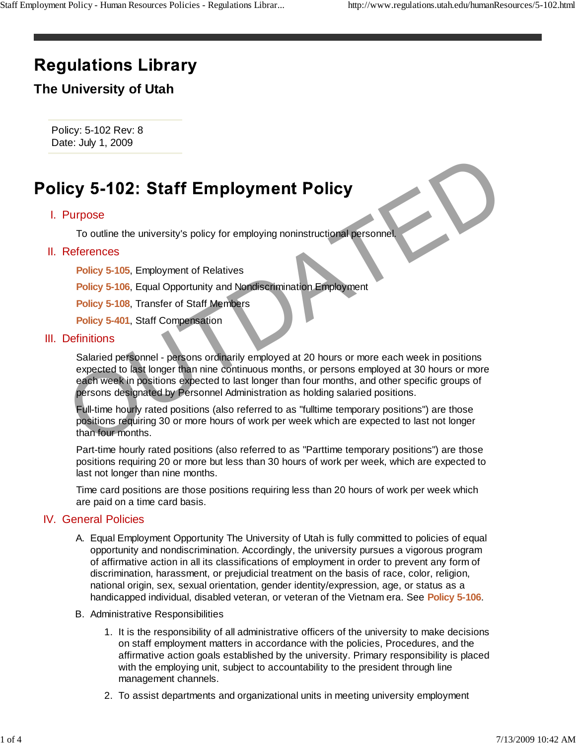# Regulations Library

## The University of Utah

Policy: 5-102 Rev: 8
Date: July 1, 2009

# Policy 5-102: Staff Employment Policy

## I. Purpose

To outline the university's policy for employing noninstructional personnel.

## II. References

**Policy 5-105**, Employment of Relatives

**Policy 5-106**, Equal Opportunity and Nondiscrimination Employment

**Policy 5-108**, Transfer of Staff Members

**Policy 5-401**, Staff Compensation

## III. Definitions

Salaried personnel - persons ordinarily employed at 20 hours or more each week in positions expected to last longer than nine continuous months, or persons employed at 30 hours or more each week in positions expected to last longer than four months, and other specific groups of persons designated by Personnel Administration as holding salaried positions.

Full-time hourly rated positions (also referred to as "fulltime temporary positions") are those positions requiring 30 or more hours of work per week which are expected to last not longer than four months.

Part-time hourly rated positions (also referred to as "Parttime temporary positions") are those positions requiring 20 or more but less than 30 hours of work per week, which are expected to last not longer than nine months.

Time card positions are those positions requiring less than 20 hours of work per week which are paid on a time card basis.

## IV. General Policies

A. Equal Employment Opportunity The University of Utah is fully committed to policies of equal opportunity and nondiscrimination. Accordingly, the university pursues a vigorous program of affirmative action in all its classifications of employment in order to prevent any form of discrimination, harassment, or prejudicial treatment on the basis of race, color, religion, national origin, sex, sexual orientation, gender identity/expression, age, or status as a handicapped individual, disabled veteran, or veteran of the Vietnam era. See **Policy 5-106**.

B. Administrative Responsibilities

1. It is the responsibility of all administrative officers of the university to make decisions on staff employment matters in accordance with the policies, Procedures, and the affirmative action goals established by the university. Primary responsibility is placed with the employing unit, subject to accountability to the president through line management channels.

2. To assist departments and organizational units in meeting university employment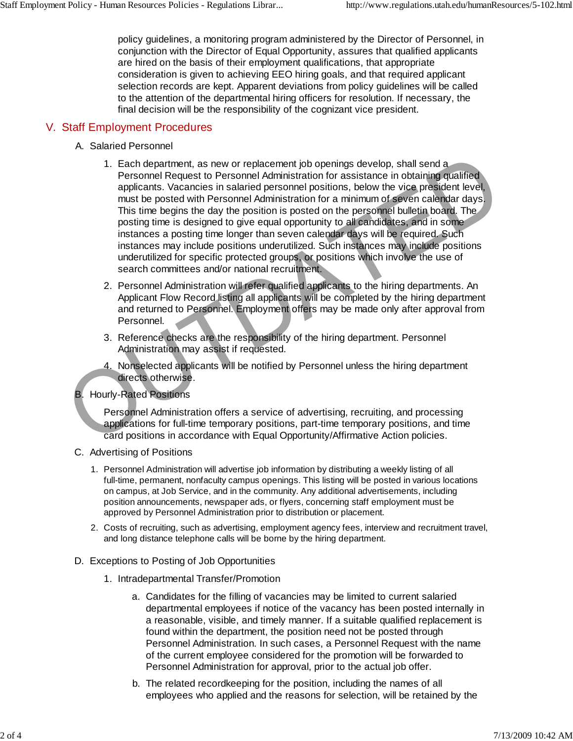policy guidelines, a monitoring program administered by the Director of Personnel, in conjunction with the Director of Equal Opportunity, assures that qualified applicants are hired on the basis of their employment qualifications, that appropriate consideration is given to achieving EEO hiring goals, and that required applicant selection records are kept. Apparent deviations from policy guidelines will be called to the attention of the departmental hiring officers for resolution. If necessary, the final decision will be the responsibility of the cognizant vice president.

## V. Staff Employment Procedures

A. Salaried Personnel

1. Each department, as new or replacement job openings develop, shall send a Personnel Request to Personnel Administration for assistance in obtaining qualified applicants. Vacancies in salaried personnel positions, below the vice president level, must be posted with Personnel Administration for a minimum of seven calendar days. This time begins the day the position is posted on the personnel bulletin board. The posting time is designed to give equal opportunity to all candidates, and in some instances a posting time longer than seven calendar days will be required. Such instances may include positions underutilized. Such instances may include positions underutilized for specific protected groups, or positions which involve the use of search committees and/or national recruitment.
2. Personnel Administration will refer qualified applicants to the hiring departments. An Applicant Flow Record listing all applicants will be completed by the hiring department and returned to Personnel. Employment offers may be made only after approval from Personnel.
3. Reference checks are the responsibility of the hiring department. Personnel Administration may assist if requested.
4. Nonselected applicants will be notified by Personnel unless the hiring department directs otherwise.

B. Hourly-Rated Positions

Personnel Administration offers a service of advertising, recruiting, and processing applications for full-time temporary positions, part-time temporary positions, and time card positions in accordance with Equal Opportunity/Affirmative Action policies.

C. Advertising of Positions

1. Personnel Administration will advertise job information by distributing a weekly listing of all full-time, permanent, nonfaculty campus openings. This listing will be posted in various locations on campus, at Job Service, and in the community. Any additional advertisements, including position announcements, newspaper ads, or flyers, concerning staff employment must be approved by Personnel Administration prior to distribution or placement.
2. Costs of recruiting, such as advertising, employment agency fees, interview and recruitment travel, and long distance telephone calls will be borne by the hiring department.

D. Exceptions to Posting of Job Opportunities

1. Intradepartmental Transfer/Promotion
   a. Candidates for the filling of vacancies may be limited to current salaried departmental employees if notice of the vacancy has been posted internally in a reasonable, visible, and timely manner. If a suitable qualified replacement is found within the department, the position need not be posted through Personnel Administration. In such cases, a Personnel Request with the name of the current employee considered for the promotion will be forwarded to Personnel Administration for approval, prior to the actual job offer.
   b. The related recordkeeping for the position, including the names of all employees who applied and the reasons for selection, will be retained by the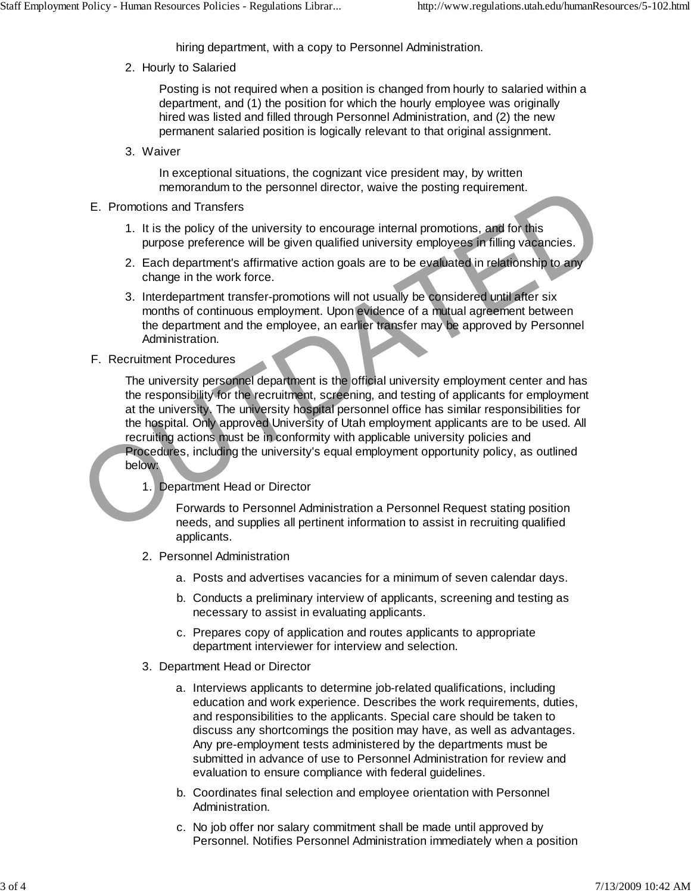hiring department, with a copy to Personnel Administration.

2. Hourly to Salaried

   Posting is not required when a position is changed from hourly to salaried within a department, and (1) the position for which the hourly employee was originally hired was listed and filled through Personnel Administration, and (2) the new permanent salaried position is logically relevant to that original assignment.

3. Waiver

   In exceptional situations, the cognizant vice president may, by written memorandum to the personnel director, waive the posting requirement.

E. Promotions and Transfers

1. It is the policy of the university to encourage internal promotions, and for this purpose preference will be given qualified university employees in filling vacancies.
2. Each department's affirmative action goals are to be evaluated in relationship to any change in the work force.
3. Interdepartment transfer-promotions will not usually be considered until after six months of continuous employment. Upon evidence of a mutual agreement between the department and the employee, an earlier transfer may be approved by Personnel Administration.

F. Recruitment Procedures

The university personnel department is the official university employment center and has the responsibility for the recruitment, screening, and testing of applicants for employment at the university. The university hospital personnel office has similar responsibilities for the hospital. Only approved University of Utah employment applicants are to be used. All recruiting actions must be in conformity with applicable university policies and Procedures, including the university's equal employment opportunity policy, as outlined below:

1. Department Head or Director

   Forwards to Personnel Administration a Personnel Request stating position needs, and supplies all pertinent information to assist in recruiting qualified applicants.

2. Personnel Administration

   a. Posts and advertises vacancies for a minimum of seven calendar days.
   b. Conducts a preliminary interview of applicants, screening and testing as necessary to assist in evaluating applicants.
   c. Prepares copy of application and routes applicants to appropriate department interviewer for interview and selection.

3. Department Head or Director

   a. Interviews applicants to determine job-related qualifications, including education and work experience. Describes the work requirements, duties, and responsibilities to the applicants. Special care should be taken to discuss any shortcomings the position may have, as well as advantages. Any pre-employment tests administered by the departments must be submitted in advance of use to Personnel Administration for review and evaluation to ensure compliance with federal guidelines.
   b. Coordinates final selection and employee orientation with Personnel Administration.
   c. No job offer nor salary commitment shall be made until approved by Personnel. Notifies Personnel Administration immediately when a position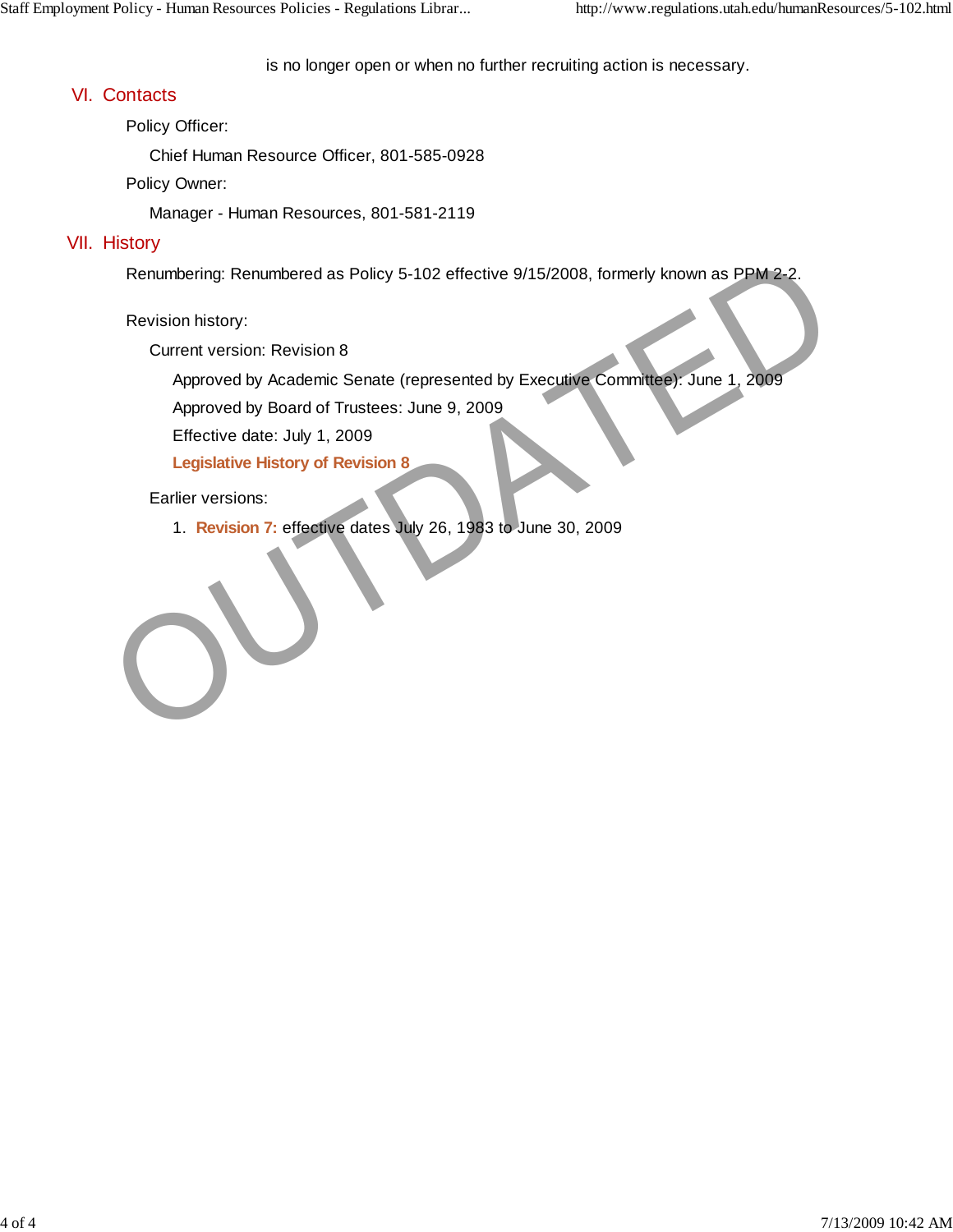is no longer open or when no further recruiting action is necessary.

## VI. Contacts

Policy Officer:

Chief Human Resource Officer, 801-585-0928

Policy Owner:

Manager - Human Resources, 801-581-2119

## VII. History

Renumbering: Renumbered as Policy 5-102 effective 9/15/2008, formerly known as PPM 2-2.

Revision history:

Current version: Revision 8

Approved by Academic Senate (represented by Executive Committee): June 1, 2009

Approved by Board of Trustees: June 9, 2009

Effective date: July 1, 2009

**Legislative History of Revision 8**

Earlier versions:

1. **Revision 7:** effective dates July 26, 1983 to June 30, 2009

OUTDATED